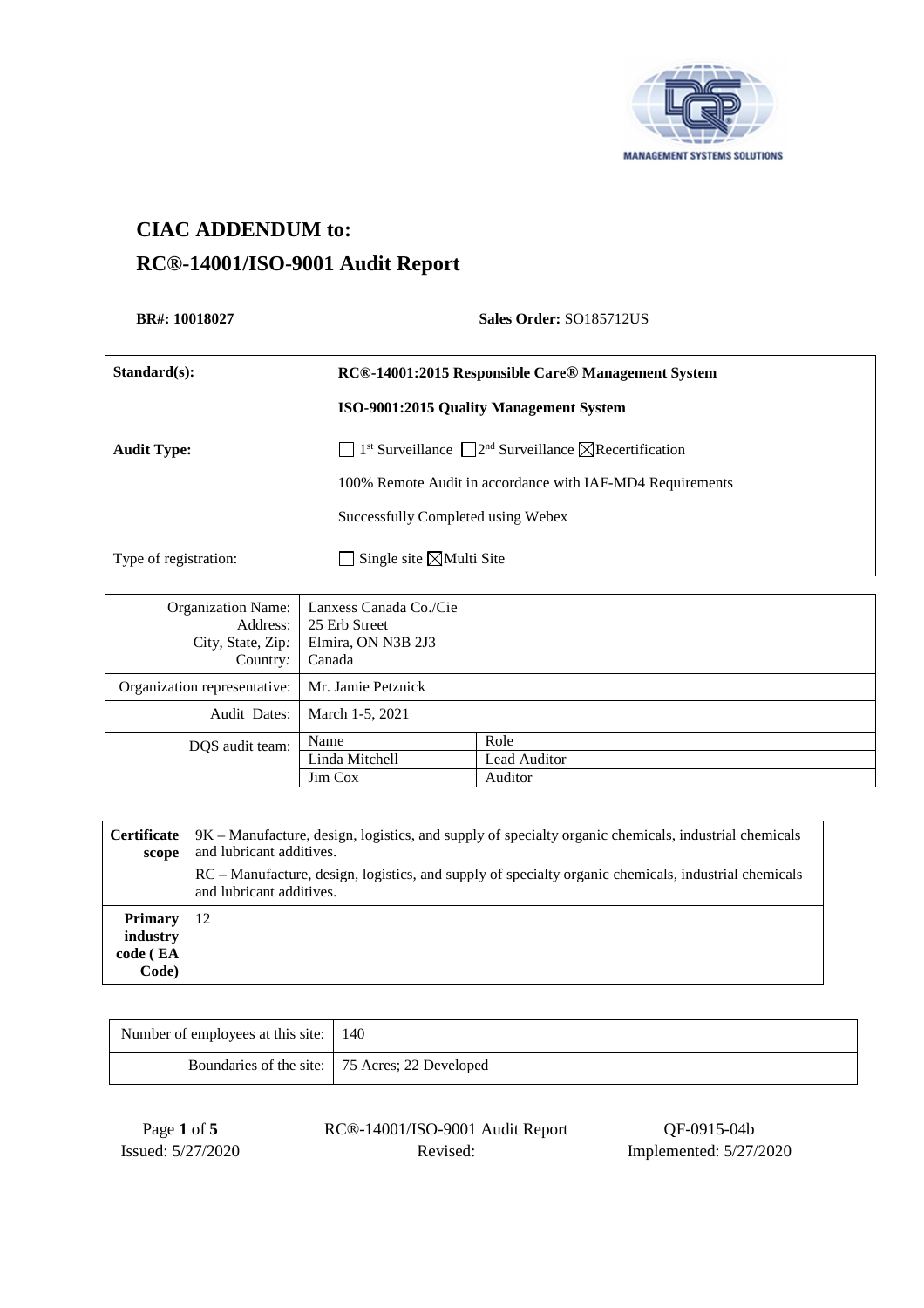# CIAC ADDENDUM to:
# RC®-14001/ISO-9001 Audit Report

**BR#: 10018027** **Sales Order:** SO185712US

| **Standard(s):** | **RC®-14001:2015 Responsible Care® Management System**<br><br>**ISO-9001:2015 Quality Management System** |
|---|---|
| **Audit Type:** | ☐ 1st Surveillance ☐ 2nd Surveillance ☒ Recertification<br><br>100% Remote Audit in accordance with IAF-MD4 Requirements<br><br>Successfully Completed using Webex |
| Type of registration: | ☐ Single site ☒ Multi Site |

| | | |
|---|---|---|
| Organization Name:<br>Address:<br>City, State, Zip:<br>Country: | Lanxess Canada Co./Cie<br>25 Erb Street<br>Elmira, ON N3B 2J3<br>Canada | |
| Organization representative: | Mr. Jamie Petznick | |
| Audit Dates: | March 1-5, 2021 | |
| DQS audit team: | Name | Role |
| | Linda Mitchell | Lead Auditor |
| | Jim Cox | Auditor |

| | |
|---|---|
| **Certificate scope** | 9K – Manufacture, design, logistics, and supply of specialty organic chemicals, industrial chemicals and lubricant additives.<br><br>RC – Manufacture, design, logistics, and supply of specialty organic chemicals, industrial chemicals and lubricant additives. |
| **Primary industry code ( EA Code)** | 12 |

| | |
|---|---|
| Number of employees at this site: | 140 |
| Boundaries of the site: | 75 Acres; 22 Developed |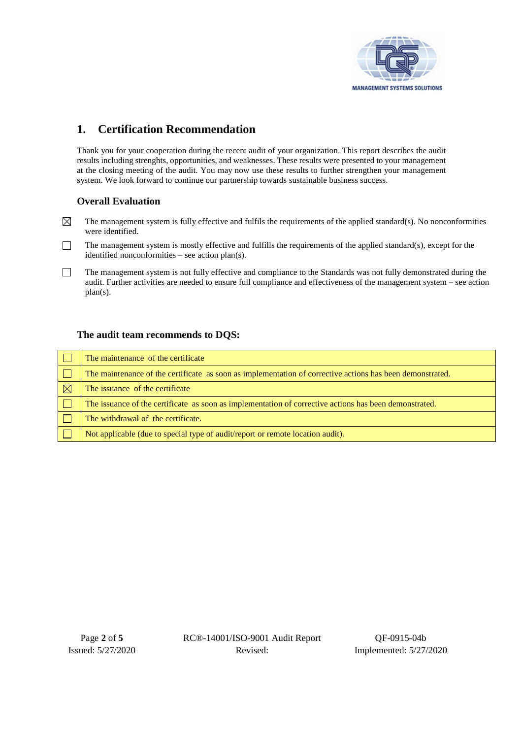## 1. Certification Recommendation

Thank you for your cooperation during the recent audit of your organization. This report describes the audit results including strenghts, opportunities, and weaknesses. These results were presented to your management at the closing meeting of the audit. You may now use these results to further strengthen your management system. We look forward to continue our partnership towards sustainable business success.

### Overall Evaluation

☒ The management system is fully effective and fulfils the requirements of the applied standard(s). No nonconformities were identified.

☐ The management system is mostly effective and fulfills the requirements of the applied standard(s), except for the identified nonconformities – see action plan(s).

☐ The management system is not fully effective and compliance to the Standards was not fully demonstrated during the audit. Further activities are needed to ensure full compliance and effectiveness of the management system – see action plan(s).

### The audit team recommends to DQS:

| | |
|---|---|
| ☐ | The maintenance of the certificate |
| ☐ | The maintenance of the certificate as soon as implementation of corrective actions has been demonstrated. |
| ☒ | The issuance of the certificate |
| ☐ | The issuance of the certificate as soon as implementation of corrective actions has been demonstrated. |
| ☐ | The withdrawal of the certificate. |
| ☐ | Not applicable (due to special type of audit/report or remote location audit). |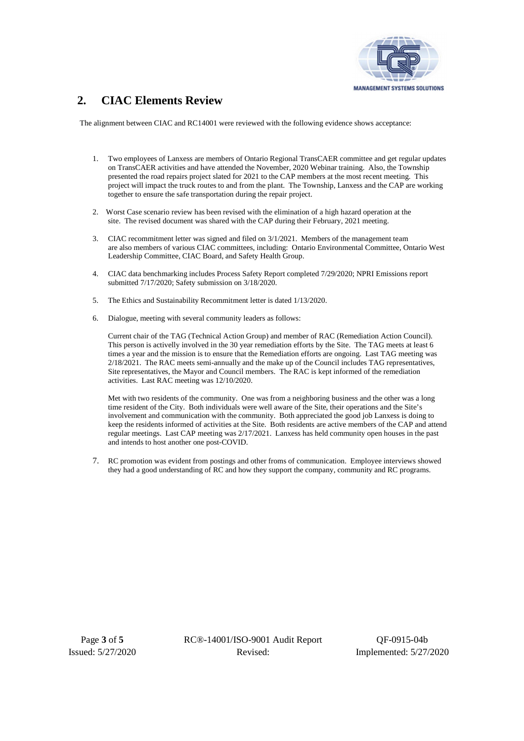## 2. CIAC Elements Review

The alignment between CIAC and RC14001 were reviewed with the following evidence shows acceptance:

1. Two employees of Lanxess are members of Ontario Regional TransCAER committee and get regular updates on TransCAER activities and have attended the November, 2020 Webinar training. Also, the Township presented the road repairs project slated for 2021 to the CAP members at the most recent meeting. This project will impact the truck routes to and from the plant. The Township, Lanxess and the CAP are working together to ensure the safe transportation during the repair project.

2. Worst Case scenario review has been revised with the elimination of a high hazard operation at the site. The revised document was shared with the CAP during their February, 2021 meeting.

3. CIAC recommitment letter was signed and filed on 3/1/2021. Members of the management team are also members of various CIAC committees, including: Ontario Environmental Committee, Ontario West Leadership Committee, CIAC Board, and Safety Health Group.

4. CIAC data benchmarking includes Process Safety Report completed 7/29/2020; NPRI Emissions report submitted 7/17/2020; Safety submission on 3/18/2020.

5. The Ethics and Sustainability Recommitment letter is dated 1/13/2020.

6. Dialogue, meeting with several community leaders as follows:

   Current chair of the TAG (Technical Action Group) and member of RAC (Remediation Action Council). This person is activelly involved in the 30 year remediation efforts by the Site. The TAG meets at least 6 times a year and the mission is to ensure that the Remediation efforts are ongoing. Last TAG meeting was 2/18/2021. The RAC meets semi-annually and the make up of the Council includes TAG representatives, Site representatives, the Mayor and Council members. The RAC is kept informed of the remediation activities. Last RAC meeting was 12/10/2020.

   Met with two residents of the community. One was from a neighboring business and the other was a long time resident of the City. Both individuals were well aware of the Site, their operations and the Site's involvement and communication with the community. Both appreciated the good job Lanxess is doing to keep the residents informed of activities at the Site. Both residents are active members of the CAP and attend regular meetings. Last CAP meeting was 2/17/2021. Lanxess has held community open houses in the past and intends to host another one post-COVID.

7. RC promotion was evident from postings and other froms of communication. Employee interviews showed they had a good understanding of RC and how they support the company, community and RC programs.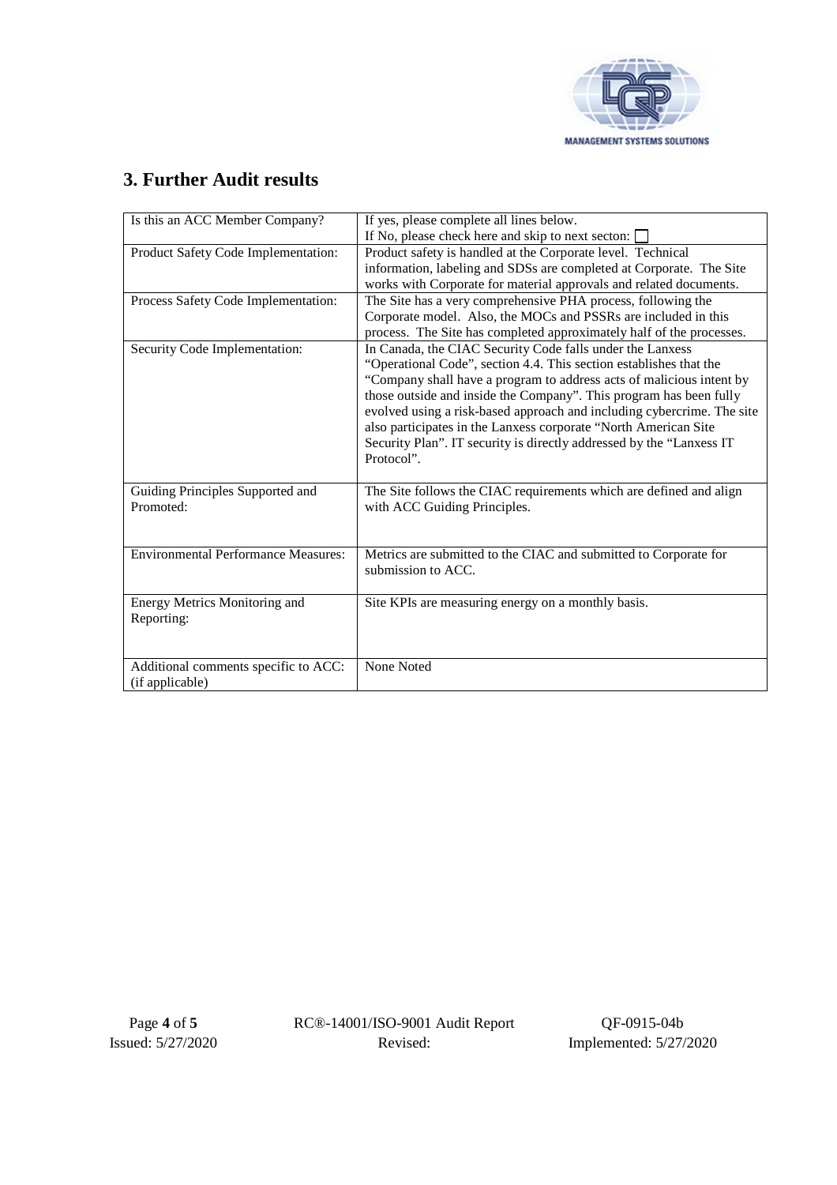## 3. Further Audit results

| Is this an ACC Member Company? | If yes, please complete all lines below.<br>If No, please check here and skip to next secton: ☐ |
|---|---|
| Product Safety Code Implementation: | Product safety is handled at the Corporate level. Technical information, labeling and SDSs are completed at Corporate. The Site works with Corporate for material approvals and related documents. |
| Process Safety Code Implementation: | The Site has a very comprehensive PHA process, following the Corporate model. Also, the MOCs and PSSRs are included in this process. The Site has completed approximately half of the processes. |
| Security Code Implementation: | In Canada, the CIAC Security Code falls under the Lanxess "Operational Code", section 4.4. This section establishes that the "Company shall have a program to address acts of malicious intent by those outside and inside the Company". This program has been fully evolved using a risk-based approach and including cybercrime. The site also participates in the Lanxess corporate "North American Site Security Plan". IT security is directly addressed by the "Lanxess IT Protocol". |
| Guiding Principles Supported and Promoted: | The Site follows the CIAC requirements which are defined and align with ACC Guiding Principles. |
| Environmental Performance Measures: | Metrics are submitted to the CIAC and submitted to Corporate for submission to ACC. |
| Energy Metrics Monitoring and Reporting: | Site KPIs are measuring energy on a monthly basis. |
| Additional comments specific to ACC: (if applicable) | None Noted |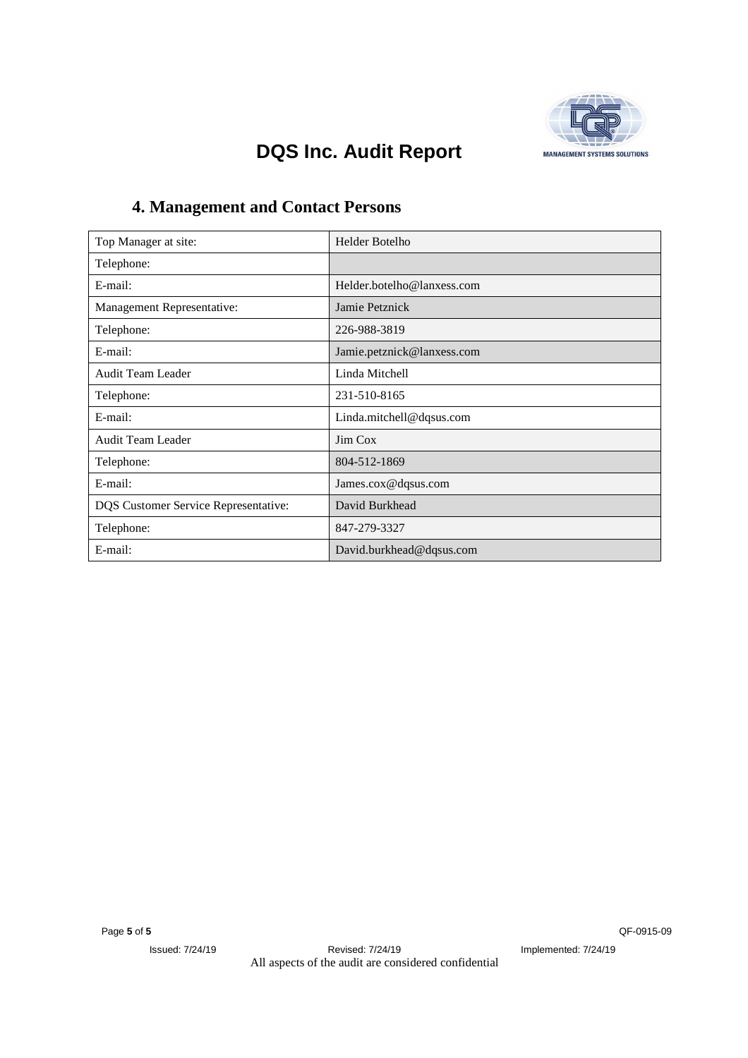# DQS Inc. Audit Report

## 4. Management and Contact Persons

| | |
|---|---|
| Top Manager at site: | Helder Botelho |
| Telephone: | |
| E-mail: | Helder.botelho@lanxess.com |
| Management Representative: | Jamie Petznick |
| Telephone: | 226-988-3819 |
| E-mail: | Jamie.petznick@lanxess.com |
| Audit Team Leader | Linda Mitchell |
| Telephone: | 231-510-8165 |
| E-mail: | Linda.mitchell@dqsus.com |
| Audit Team Leader | Jim Cox |
| Telephone: | 804-512-1869 |
| E-mail: | James.cox@dqsus.com |
| DQS Customer Service Representative: | David Burkhead |
| Telephone: | 847-279-3327 |
| E-mail: | David.burkhead@dqsus.com |